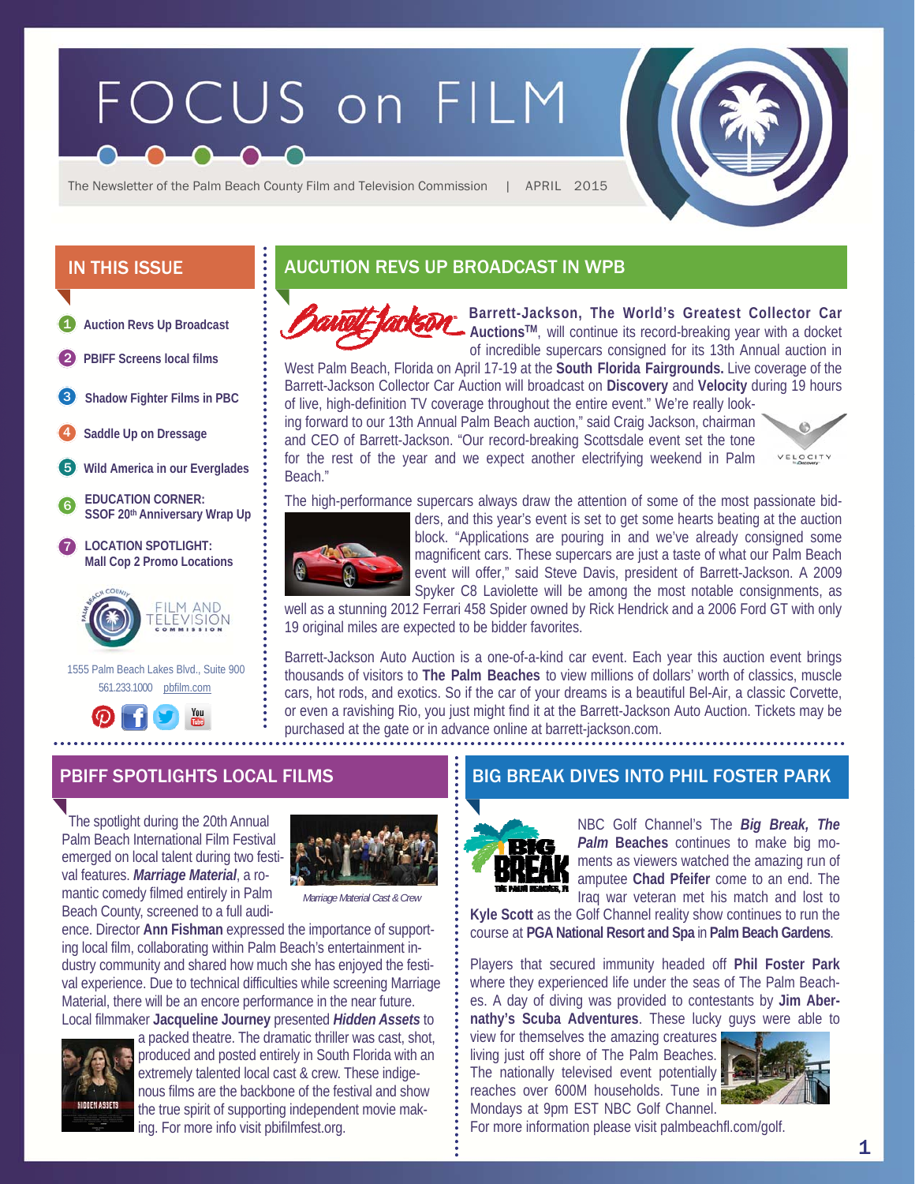# FOCUS on FILM

The Newsletter of the Palm Beach County Film and Television Commission | APRIL 2015

## IN THIS ISSUE

1. Auction Revs Up Broadcast
2. PBIFF Screens local films
3. Shadow Fighter Films in PBC
4. Saddle Up on Dressage
5. Wild America in our Everglades
6. EDUCATION CORNER: SSOF 20th Anniversary Wrap Up
7. LOCATION SPOTLIGHT: Mall Cop 2 Promo Locations

1555 Palm Beach Lakes Blvd., Suite 900
561.233.1000 pbfilm.com

## AUCUTION REVS UP BROADCAST IN WPB

**Barrett-Jackson, The World's Greatest Collector Car Auctions™**, will continue its record-breaking year with a docket of incredible supercars consigned for its 13th Annual auction in West Palm Beach, Florida on April 17-19 at the **South Florida Fairgrounds.** Live coverage of the Barrett-Jackson Collector Car Auction will broadcast on **Discovery** and **Velocity** during 19 hours of live, high-definition TV coverage throughout the entire event." We're really looking forward to our 13th Annual Palm Beach auction," said Craig Jackson, chairman and CEO of Barrett-Jackson. "Our record-breaking Scottsdale event set the tone for the rest of the year and we expect another electrifying weekend in Palm Beach."

The high-performance supercars always draw the attention of some of the most passionate bidders, and this year's event is set to get some hearts beating at the auction block. "Applications are pouring in and we've already consigned some magnificent cars. These supercars are just a taste of what our Palm Beach event will offer," said Steve Davis, president of Barrett-Jackson. A 2009 Spyker C8 Laviolette will be among the most notable consignments, as well as a stunning 2012 Ferrari 458 Spider owned by Rick Hendrick and a 2006 Ford GT with only 19 original miles are expected to be bidder favorites.

Barrett-Jackson Auto Auction is a one-of-a-kind car event. Each year this auction event brings thousands of visitors to **The Palm Beaches** to view millions of dollars' worth of classics, muscle cars, hot rods, and exotics. So if the car of your dreams is a beautiful Bel-Air, a classic Corvette, or even a ravishing Rio, you just might find it at the Barrett-Jackson Auto Auction. Tickets may be purchased at the gate or in advance online at barrett-jackson.com.

## PBIFF SPOTLIGHTS LOCAL FILMS

The spotlight during the 20th Annual Palm Beach International Film Festival emerged on local talent during two festival features. ***Marriage Material***, a romantic comedy filmed entirely in Palm Beach County, screened to a full audience. Director **Ann Fishman** expressed the importance of supporting local film, collaborating within Palm Beach's entertainment industry community and shared how much she has enjoyed the festival experience. Due to technical difficulties while screening Marriage Material, there will be an encore performance in the near future. Local filmmaker **Jacqueline Journey** presented ***Hidden Assets*** to a packed theatre. The dramatic thriller was cast, shot, produced and posted entirely in South Florida with an extremely talented local cast & crew. These indigenous films are the backbone of the festival and show the true spirit of supporting independent movie making. For more info visit pbifilmfest.org.

*Marriage Material Cast & Crew*

## BIG BREAK DIVES INTO PHIL FOSTER PARK

NBC Golf Channel's The ***Big Break, The Palm*** **Beaches** continues to make big moments as viewers watched the amazing run of amputee **Chad Pfeifer** come to an end. The Iraq war veteran met his match and lost to **Kyle Scott** as the Golf Channel reality show continues to run the course at **PGA National Resort and Spa** in **Palm Beach Gardens**.

Players that secured immunity headed off **Phil Foster Park** where they experienced life under the seas of The Palm Beaches. A day of diving was provided to contestants by **Jim Abernathy's Scuba Adventures**. These lucky guys were able to view for themselves the amazing creatures living just off shore of The Palm Beaches. The nationally televised event potentially reaches over 600M households. Tune in Mondays at 9pm EST NBC Golf Channel. For more information please visit palmbeachfl.com/golf.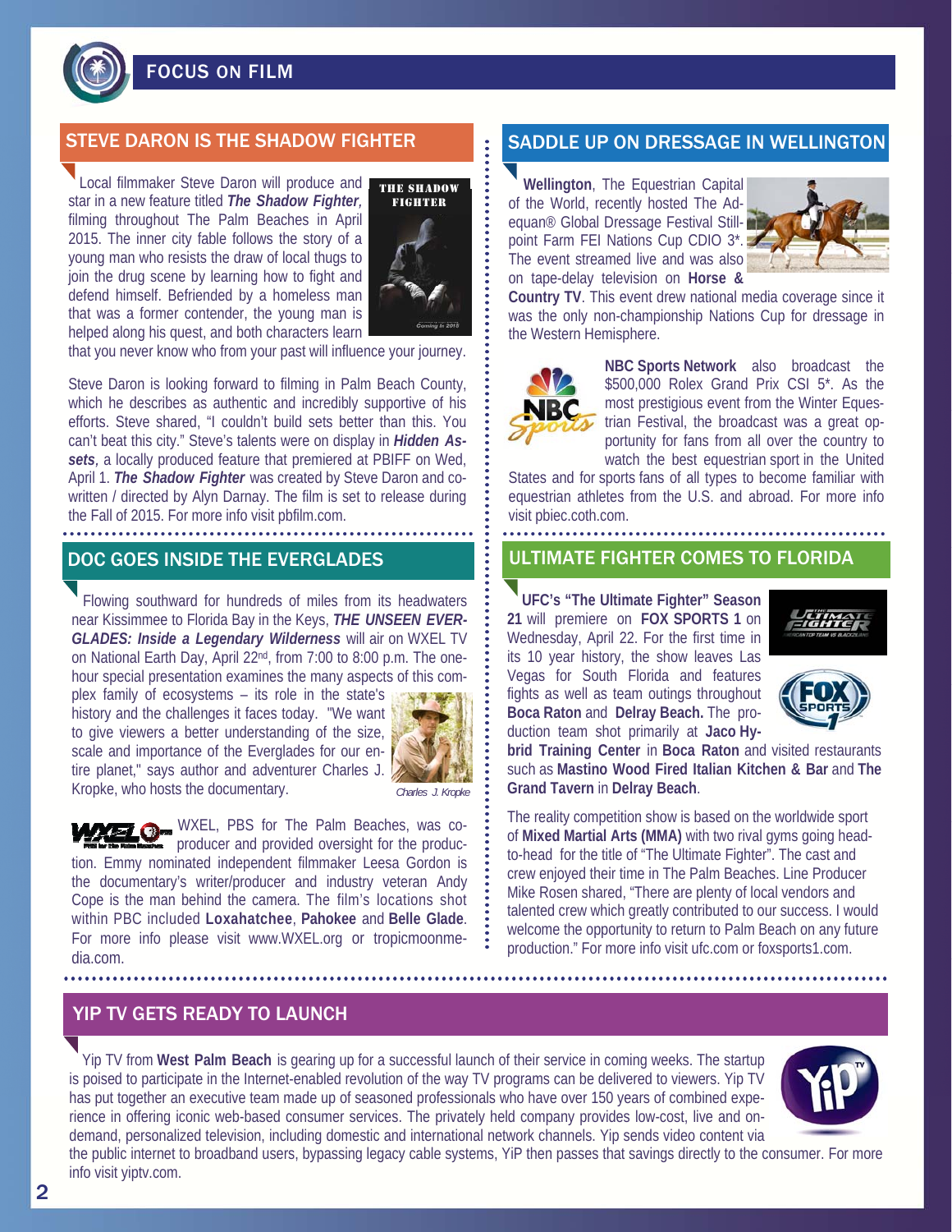# FOCUS ON FILM

## STEVE DARON IS THE SHADOW FIGHTER

Local filmmaker Steve Daron will produce and star in a new feature titled ***The Shadow Fighter,*** filming throughout The Palm Beaches in April 2015. The inner city fable follows the story of a young man who resists the draw of local thugs to join the drug scene by learning how to fight and defend himself. Befriended by a homeless man that was a former contender, the young man is helped along his quest, and both characters learn that you never know who from your past will influence your journey.

Steve Daron is looking forward to filming in Palm Beach County, which he describes as authentic and incredibly supportive of his efforts. Steve shared, "I couldn't build sets better than this. You can't beat this city." Steve's talents were on display in ***Hidden Assets***, a locally produced feature that premiered at PBIFF on Wed, April 1. ***The Shadow Fighter*** was created by Steve Daron and co-written / directed by Alyn Darnay. The film is set to release during the Fall of 2015. For more info visit pbfilm.com.

## DOC GOES INSIDE THE EVERGLADES

Flowing southward for hundreds of miles from its headwaters near Kissimmee to Florida Bay in the Keys, ***THE UNSEEN EVERGLADES: Inside a Legendary Wilderness*** will air on WXEL TV on National Earth Day, April 22nd, from 7:00 to 8:00 p.m. The one-hour special presentation examines the many aspects of this complex family of ecosystems – its role in the state's history and the challenges it faces today. "We want to give viewers a better understanding of the size, scale and importance of the Everglades for our entire planet," says author and adventurer Charles J. Kropke, who hosts the documentary.

*Charles J. Kropke*

WXEL, PBS for The Palm Beaches, was co-producer and provided oversight for the production. Emmy nominated independent filmmaker Leesa Gordon is the documentary's writer/producer and industry veteran Andy Cope is the man behind the camera. The film's locations shot within PBC included **Loxahatchee**, **Pahokee** and **Belle Glade**. For more info please visit www.WXEL.org or tropicmoonmedia.com.

## SADDLE UP ON DRESSAGE IN WELLINGTON

**Wellington**, The Equestrian Capital of the World, recently hosted The Adequan® Global Dressage Festival Stillpoint Farm FEI Nations Cup CDIO 3*. The event streamed live and was also on tape-delay television on **Horse & Country TV**. This event drew national media coverage since it was the only non-championship Nations Cup for dressage in the Western Hemisphere.

**NBC Sports Network** also broadcast the $500,000 Rolex Grand Prix CSI 5*. As the most prestigious event from the Winter Equestrian Festival, the broadcast was a great opportunity for fans from all over the country to watch the best equestrian sport in the United States and for sports fans of all types to become familiar with equestrian athletes from the U.S. and abroad. For more info visit pbiec.coth.com.

## ULTIMATE FIGHTER COMES TO FLORIDA

**UFC's "The Ultimate Fighter" Season 21** will premiere on **FOX SPORTS 1** on Wednesday, April 22. For the first time in its 10 year history, the show leaves Las Vegas for South Florida and features fights as well as team outings throughout **Boca Raton** and **Delray Beach.** The production team shot primarily at **Jaco Hybrid Training Center** in **Boca Raton** and visited restaurants such as **Mastino Wood Fired Italian Kitchen & Bar** and **The Grand Tavern** in **Delray Beach**.

The reality competition show is based on the worldwide sport of **Mixed Martial Arts (MMA)** with two rival gyms going head-to-head for the title of "The Ultimate Fighter". The cast and crew enjoyed their time in The Palm Beaches. Line Producer Mike Rosen shared, "There are plenty of local vendors and talented crew which greatly contributed to our success. I would welcome the opportunity to return to Palm Beach on any future production." For more info visit ufc.com or foxsports1.com.

## YIP TV GETS READY TO LAUNCH

Yip TV from **West Palm Beach** is gearing up for a successful launch of their service in coming weeks. The startup is poised to participate in the Internet-enabled revolution of the way TV programs can be delivered to viewers. Yip TV has put together an executive team made up of seasoned professionals who have over 150 years of combined experience in offering iconic web-based consumer services. The privately held company provides low-cost, live and on-demand, personalized television, including domestic and international network channels. Yip sends video content via the public internet to broadband users, bypassing legacy cable systems, YiP then passes that savings directly to the consumer. For more info visit yiptv.com.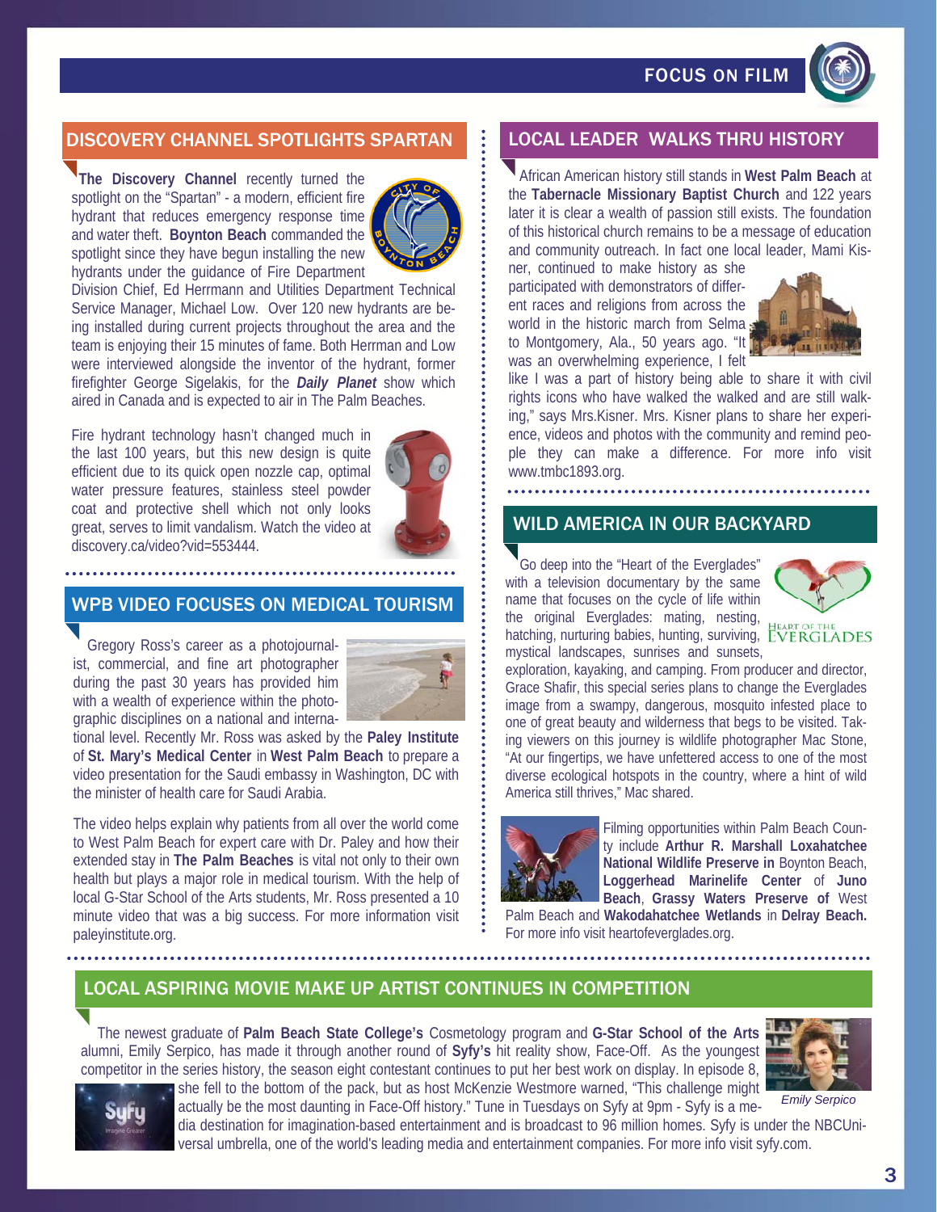## DISCOVERY CHANNEL SPOTLIGHTS SPARTAN

**The Discovery Channel** recently turned the spotlight on the "Spartan" - a modern, efficient fire hydrant that reduces emergency response time and water theft. **Boynton Beach** commanded the spotlight since they have begun installing the new hydrants under the guidance of Fire Department Division Chief, Ed Herrmann and Utilities Department Technical Service Manager, Michael Low. Over 120 new hydrants are being installed during current projects throughout the area and the team is enjoying their 15 minutes of fame. Both Herrman and Low were interviewed alongside the inventor of the hydrant, former firefighter George Sigelakis, for the ***Daily Planet*** show which aired in Canada and is expected to air in The Palm Beaches.

Fire hydrant technology hasn't changed much in the last 100 years, but this new design is quite efficient due to its quick open nozzle cap, optimal water pressure features, stainless steel powder coat and protective shell which not only looks great, serves to limit vandalism. Watch the video at discovery.ca/video?vid=553444.

## WPB VIDEO FOCUSES ON MEDICAL TOURISM

Gregory Ross's career as a photojournalist, commercial, and fine art photographer during the past 30 years has provided him with a wealth of experience within the photographic disciplines on a national and international level. Recently Mr. Ross was asked by the **Paley Institute** of **St. Mary's Medical Center** in **West Palm Beach** to prepare a video presentation for the Saudi embassy in Washington, DC with the minister of health care for Saudi Arabia.

The video helps explain why patients from all over the world come to West Palm Beach for expert care with Dr. Paley and how their extended stay in **The Palm Beaches** is vital not only to their own health but plays a major role in medical tourism. With the help of local G-Star School of the Arts students, Mr. Ross presented a 10 minute video that was a big success. For more information visit paleyinstitute.org.

## LOCAL LEADER WALKS THRU HISTORY

African American history still stands in **West Palm Beach** at the **Tabernacle Missionary Baptist Church** and 122 years later it is clear a wealth of passion still exists. The foundation of this historical church remains to be a message of education and community outreach. In fact one local leader, Mami Kisner, continued to make history as she participated with demonstrators of different races and religions from across the world in the historic march from Selma to Montgomery, Ala., 50 years ago. "It was an overwhelming experience, I felt like I was a part of history being able to share it with civil rights icons who have walked the walked and are still walking," says Mrs.Kisner. Mrs. Kisner plans to share her experience, videos and photos with the community and remind people they can make a difference. For more info visit www.tmbc1893.org.

## WILD AMERICA IN OUR BACKYARD

Go deep into the "Heart of the Everglades" with a television documentary by the same name that focuses on the cycle of life within the original Everglades: mating, nesting, hatching, nurturing babies, hunting, surviving, mystical landscapes, sunrises and sunsets, exploration, kayaking, and camping. From producer and director, Grace Shafir, this special series plans to change the Everglades image from a swampy, dangerous, mosquito infested place to one of great beauty and wilderness that begs to be visited. Taking viewers on this journey is wildlife photographer Mac Stone, "At our fingertips, we have unfettered access to one of the most diverse ecological hotspots in the country, where a hint of wild America still thrives," Mac shared.

Filming opportunities within Palm Beach County include **Arthur R. Marshall Loxahatchee National Wildlife Preserve in** Boynton Beach, **Loggerhead Marinelife Center** of **Juno Beach**, **Grassy Waters Preserve of** West Palm Beach and **Wakodahatchee Wetlands** in **Delray Beach.** For more info visit heartofeverglades.org.

## LOCAL ASPIRING MOVIE MAKE UP ARTIST CONTINUES IN COMPETITION

The newest graduate of **Palm Beach State College's** Cosmetology program and **G-Star School of the Arts** alumni, Emily Serpico, has made it through another round of **Syfy's** hit reality show, Face-Off. As the youngest competitor in the series history, the season eight contestant continues to put her best work on display. In episode 8, she fell to the bottom of the pack, but as host McKenzie Westmore warned, "This challenge might actually be the most daunting in Face-Off history." Tune in Tuesdays on Syfy at 9pm - Syfy is a media destination for imagination-based entertainment and is broadcast to 96 million homes. Syfy is under the NBCUniversal umbrella, one of the world's leading media and entertainment companies. For more info visit syfy.com.

*Emily Serpico*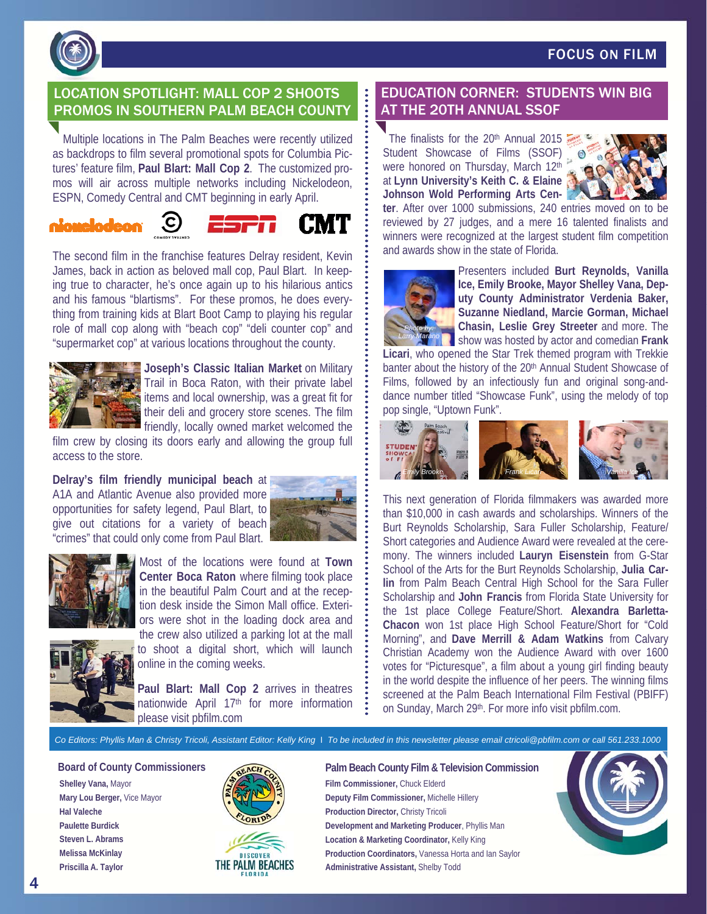FOCUS ON FILM

## LOCATION SPOTLIGHT: MALL COP 2 SHOOTS PROMOS IN SOUTHERN PALM BEACH COUNTY

Multiple locations in The Palm Beaches were recently utilized as backdrops to film several promotional spots for Columbia Pictures' feature film, **Paul Blart: Mall Cop 2**. The customized promos will air across multiple networks including Nickelodeon, ESPN, Comedy Central and CMT beginning in early April.

The second film in the franchise features Delray resident, Kevin James, back in action as beloved mall cop, Paul Blart. In keeping true to character, he's once again up to his hilarious antics and his famous "blartisms". For these promos, he does everything from training kids at Blart Boot Camp to playing his regular role of mall cop along with "beach cop" "deli counter cop" and "supermarket cop" at various locations throughout the county.

**Joseph's Classic Italian Market** on Military Trail in Boca Raton, with their private label items and local ownership, was a great fit for their deli and grocery store scenes. The film friendly, locally owned market welcomed the film crew by closing its doors early and allowing the group full access to the store.

**Delray's film friendly municipal beach** at A1A and Atlantic Avenue also provided more opportunities for safety legend, Paul Blart, to give out citations for a variety of beach "crimes" that could only come from Paul Blart.

Most of the locations were found at **Town Center Boca Raton** where filming took place in the beautiful Palm Court and at the reception desk inside the Simon Mall office. Exteriors were shot in the loading dock area and the crew also utilized a parking lot at the mall to shoot a digital short, which will launch online in the coming weeks.

**Paul Blart: Mall Cop 2** arrives in theatres nationwide April 17th for more information please visit pbfilm.com

## EDUCATION CORNER: STUDENTS WIN BIG AT THE 20TH ANNUAL SSOF

The finalists for the 20th Annual 2015 Student Showcase of Films (SSOF) were honored on Thursday, March 12th at **Lynn University's Keith C. & Elaine Johnson Wold Performing Arts Center**. After over 1000 submissions, 240 entries moved on to be reviewed by 27 judges, and a mere 16 talented finalists and winners were recognized at the largest student film competition and awards show in the state of Florida.

Photo by: Larry Marano

Presenters included **Burt Reynolds, Vanilla Ice, Emily Brooke, Mayor Shelley Vana, Deputy County Administrator Verdenia Baker, Suzanne Niedland, Marcie Gorman, Michael Chasin, Leslie Grey Streeter** and more. The show was hosted by actor and comedian **Frank Licari**, who opened the Star Trek themed program with Trekkie banter about the history of the 20th Annual Student Showcase of Films, followed by an infectiously fun and original song-and-dance number titled "Showcase Funk", using the melody of top pop single, "Uptown Funk".

Emily Brooke

Frank Licari

Vanilla Ice

This next generation of Florida filmmakers was awarded more than $10,000 in cash awards and scholarships. Winners of the Burt Reynolds Scholarship, Sara Fuller Scholarship, Feature/Short categories and Audience Award were revealed at the ceremony. The winners included **Lauryn Eisenstein** from G-Star School of the Arts for the Burt Reynolds Scholarship, **Julia Carlin** from Palm Beach Central High School for the Sara Fuller Scholarship and **John Francis** from Florida State University for the 1st place College Feature/Short. **Alexandra Barletta-Chacon** won 1st place High School Feature/Short for "Cold Morning", and **Dave Merrill & Adam Watkins** from Calvary Christian Academy won the Audience Award with over 1600 votes for "Picturesque", a film about a young girl finding beauty in the world despite the influence of her peers. The winning films screened at the Palm Beach International Film Festival (PBIFF) on Sunday, March 29th. For more info visit pbfilm.com.

*Co Editors: Phyllis Man & Christy Tricoli, Assistant Editor: Kelly King | To be included in this newsletter please email ctricoli@pbfilm.com or call 561.233.1000*

### Board of County Commissioners

**Shelley Vana,** Mayor
**Mary Lou Berger,** Vice Mayor
**Hal Valeche**
**Paulette Burdick**
**Steven L. Abrams**
**Melissa McKinlay**
**Priscilla A. Taylor**

### Palm Beach County Film & Television Commission

**Film Commissioner,** Chuck Elderd
**Deputy Film Commissioner,** Michelle Hillery
**Production Director,** Christy Tricoli
**Development and Marketing Producer**, Phyllis Man
**Location & Marketing Coordinator,** Kelly King
**Production Coordinators,** Vanessa Horta and Ian Saylor
**Administrative Assistant,** Shelby Todd